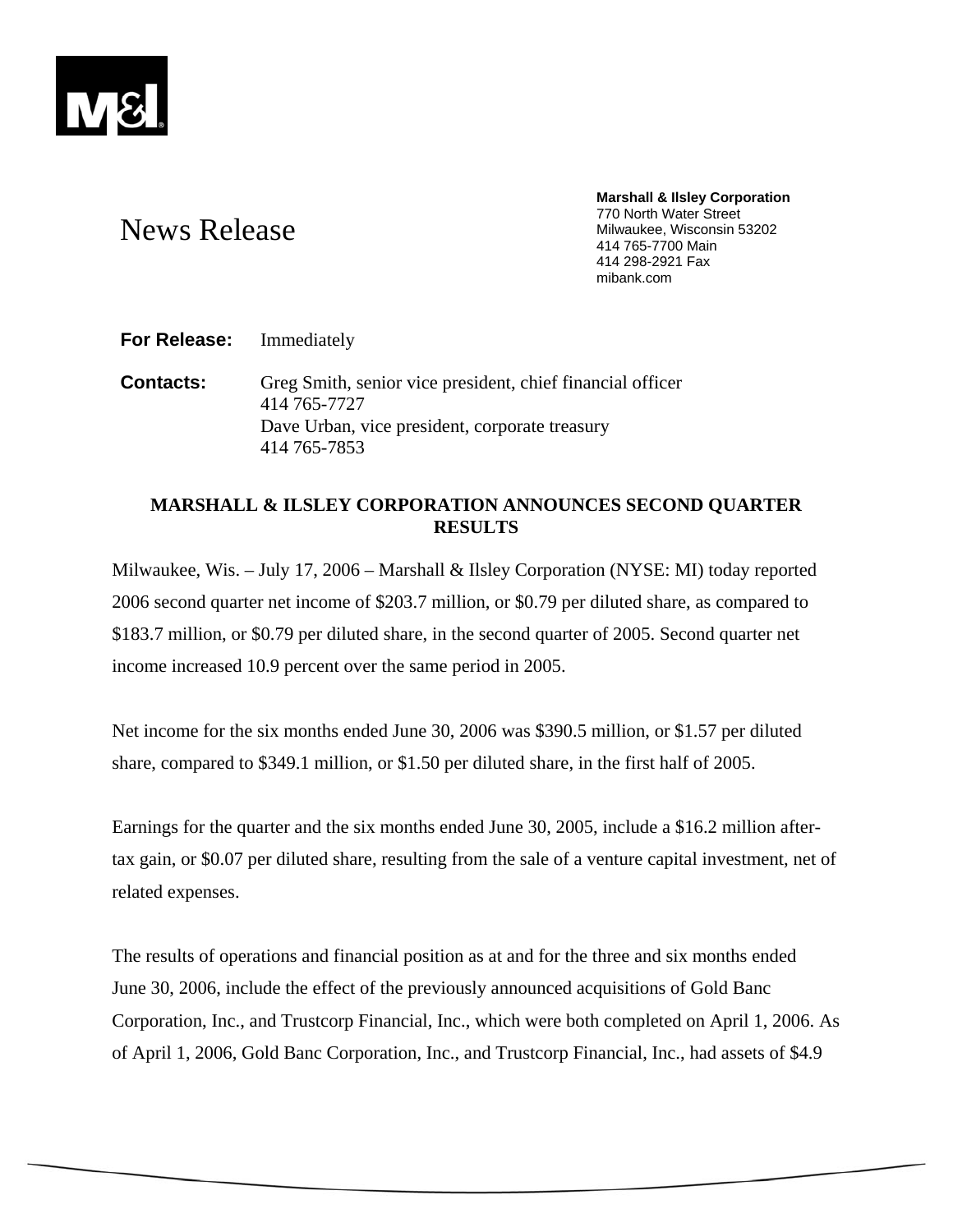News Release

**Marshall & Ilsley Corporation**
770 North Water Street
Milwaukee, Wisconsin 53202
414 765-7700 Main
414 298-2921 Fax
mibank.com

**For Release:** Immediately

**Contacts:** Greg Smith, senior vice president, chief financial officer
414 765-7727
Dave Urban, vice president, corporate treasury
414 765-7853

# MARSHALL & ILSLEY CORPORATION ANNOUNCES SECOND QUARTER RESULTS

Milwaukee, Wis. – July 17, 2006 – Marshall & Ilsley Corporation (NYSE: MI) today reported 2006 second quarter net income of $203.7 million, or $0.79 per diluted share, as compared to $183.7 million, or $0.79 per diluted share, in the second quarter of 2005. Second quarter net income increased 10.9 percent over the same period in 2005.

Net income for the six months ended June 30, 2006 was $390.5 million, or $1.57 per diluted share, compared to $349.1 million, or $1.50 per diluted share, in the first half of 2005.

Earnings for the quarter and the six months ended June 30, 2005, include a $16.2 million after-tax gain, or $0.07 per diluted share, resulting from the sale of a venture capital investment, net of related expenses.

The results of operations and financial position as at and for the three and six months ended June 30, 2006, include the effect of the previously announced acquisitions of Gold Banc Corporation, Inc., and Trustcorp Financial, Inc., which were both completed on April 1, 2006. As of April 1, 2006, Gold Banc Corporation, Inc., and Trustcorp Financial, Inc., had assets of $4.9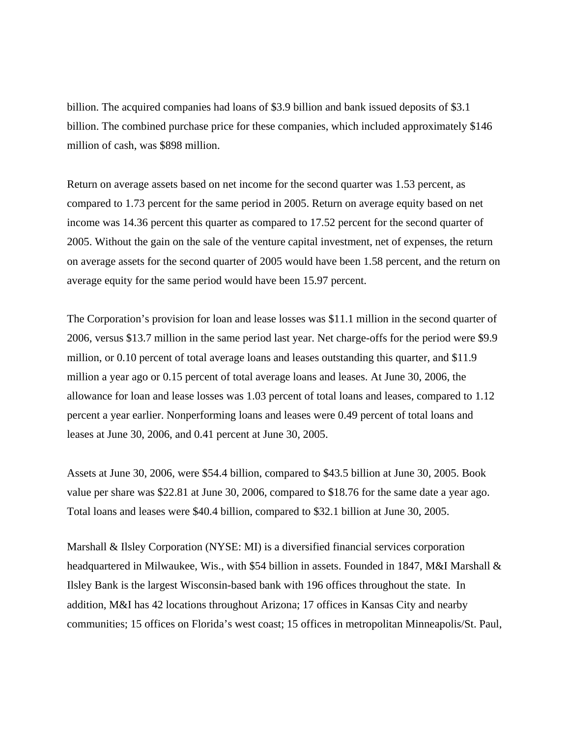billion. The acquired companies had loans of $3.9 billion and bank issued deposits of $3.1 billion. The combined purchase price for these companies, which included approximately $146 million of cash, was $898 million.

Return on average assets based on net income for the second quarter was 1.53 percent, as compared to 1.73 percent for the same period in 2005. Return on average equity based on net income was 14.36 percent this quarter as compared to 17.52 percent for the second quarter of 2005. Without the gain on the sale of the venture capital investment, net of expenses, the return on average assets for the second quarter of 2005 would have been 1.58 percent, and the return on average equity for the same period would have been 15.97 percent.

The Corporation's provision for loan and lease losses was $11.1 million in the second quarter of 2006, versus $13.7 million in the same period last year. Net charge-offs for the period were $9.9 million, or 0.10 percent of total average loans and leases outstanding this quarter, and $11.9 million a year ago or 0.15 percent of total average loans and leases. At June 30, 2006, the allowance for loan and lease losses was 1.03 percent of total loans and leases, compared to 1.12 percent a year earlier. Nonperforming loans and leases were 0.49 percent of total loans and leases at June 30, 2006, and 0.41 percent at June 30, 2005.

Assets at June 30, 2006, were $54.4 billion, compared to $43.5 billion at June 30, 2005. Book value per share was $22.81 at June 30, 2006, compared to $18.76 for the same date a year ago. Total loans and leases were $40.4 billion, compared to $32.1 billion at June 30, 2005.

Marshall & Ilsley Corporation (NYSE: MI) is a diversified financial services corporation headquartered in Milwaukee, Wis., with $54 billion in assets. Founded in 1847, M&I Marshall & Ilsley Bank is the largest Wisconsin-based bank with 196 offices throughout the state. In addition, M&I has 42 locations throughout Arizona; 17 offices in Kansas City and nearby communities; 15 offices on Florida's west coast; 15 offices in metropolitan Minneapolis/St. Paul,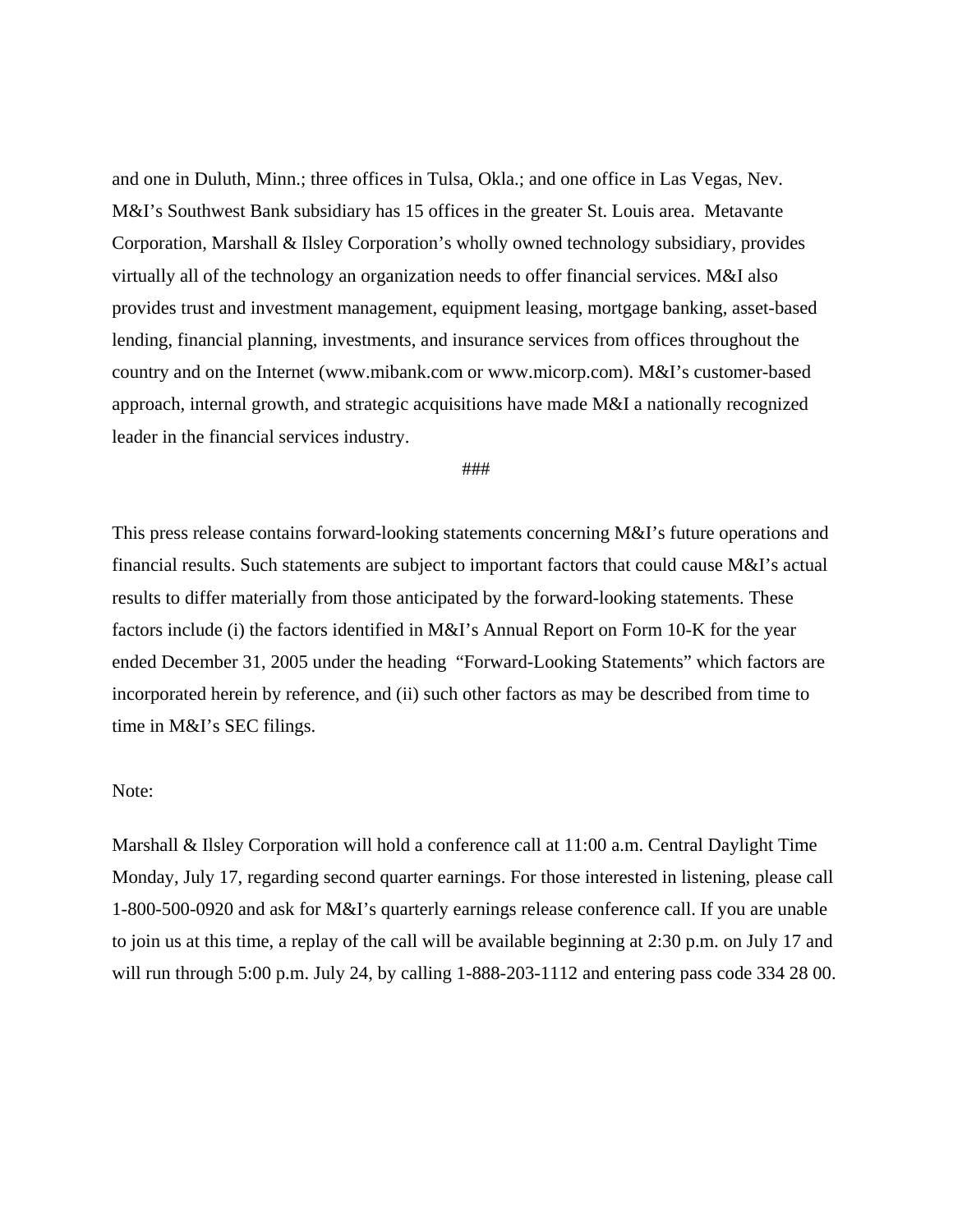and one in Duluth, Minn.; three offices in Tulsa, Okla.; and one office in Las Vegas, Nev. M&I's Southwest Bank subsidiary has 15 offices in the greater St. Louis area. Metavante Corporation, Marshall & Ilsley Corporation's wholly owned technology subsidiary, provides virtually all of the technology an organization needs to offer financial services. M&I also provides trust and investment management, equipment leasing, mortgage banking, asset-based lending, financial planning, investments, and insurance services from offices throughout the country and on the Internet (www.mibank.com or www.micorp.com). M&I's customer-based approach, internal growth, and strategic acquisitions have made M&I a nationally recognized leader in the financial services industry.

###

This press release contains forward-looking statements concerning M&I's future operations and financial results. Such statements are subject to important factors that could cause M&I's actual results to differ materially from those anticipated by the forward-looking statements. These factors include (i) the factors identified in M&I's Annual Report on Form 10-K for the year ended December 31, 2005 under the heading "Forward-Looking Statements" which factors are incorporated herein by reference, and (ii) such other factors as may be described from time to time in M&I's SEC filings.

Note:

Marshall & Ilsley Corporation will hold a conference call at 11:00 a.m. Central Daylight Time Monday, July 17, regarding second quarter earnings. For those interested in listening, please call 1-800-500-0920 and ask for M&I's quarterly earnings release conference call. If you are unable to join us at this time, a replay of the call will be available beginning at 2:30 p.m. on July 17 and will run through 5:00 p.m. July 24, by calling 1-888-203-1112 and entering pass code 334 28 00.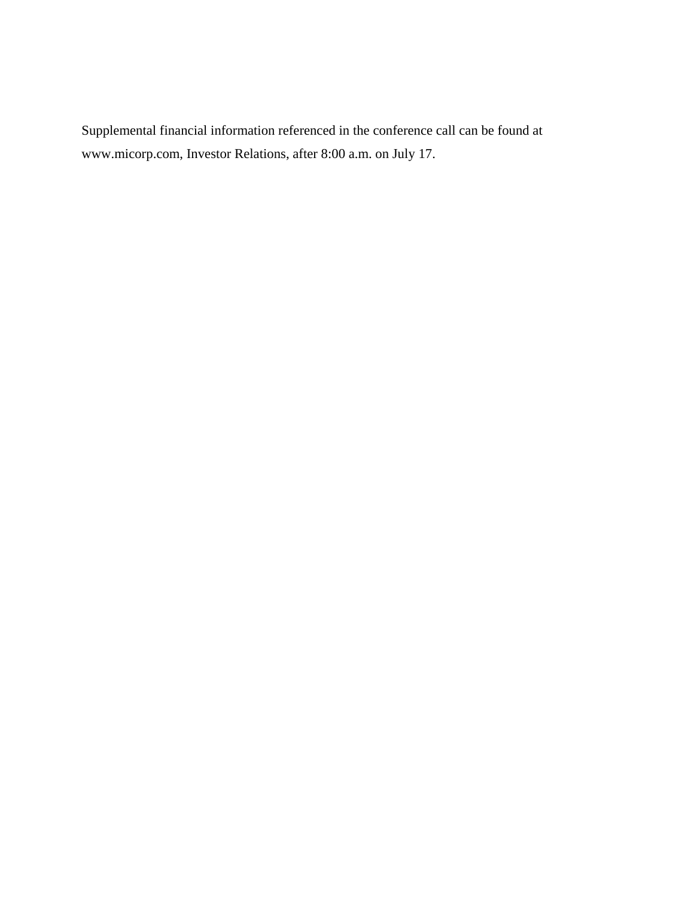Supplemental financial information referenced in the conference call can be found at www.micorp.com, Investor Relations, after 8:00 a.m. on July 17.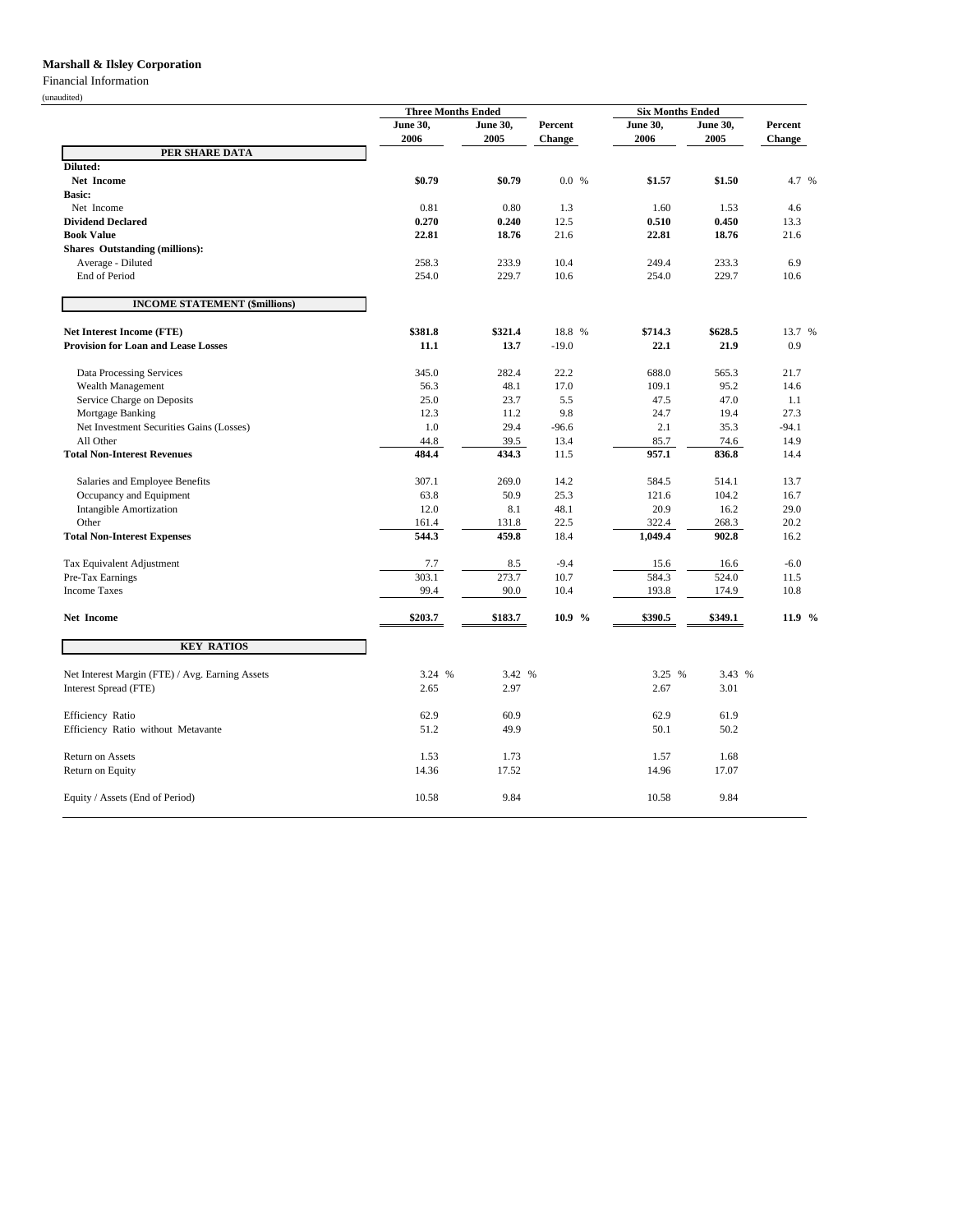**Marshall & Ilsley Corporation**

Financial Information

(unaudited)

| | Three Months Ended | | | Six Months Ended | | |
|---|---|---|---|---|---|---|
| | **June 30, 2006** | **June 30, 2005** | **Percent Change** | **June 30, 2006** | **June 30, 2005** | **Percent Change** |
| **PER SHARE DATA** | | | | | | |
| **Diluted:** | | | | | | |
| **Net Income** | **$0.79** | **$0.79** | 0.0 % | **$1.57** | **$1.50** | 4.7 % |
| **Basic:** | | | | | | |
| Net Income | 0.81 | 0.80 | 1.3 | 1.60 | 1.53 | 4.6 |
| **Dividend Declared** | **0.270** | **0.240** | 12.5 | **0.510** | **0.450** | 13.3 |
| **Book Value** | **22.81** | **18.76** | 21.6 | **22.81** | **18.76** | 21.6 |
| **Shares Outstanding (millions):** | | | | | | |
| Average - Diluted | 258.3 | 233.9 | 10.4 | 249.4 | 233.3 | 6.9 |
| End of Period | 254.0 | 229.7 | 10.6 | 254.0 | 229.7 | 10.6 |
| **INCOME STATEMENT ($millions)** | | | | | | |
| **Net Interest Income (FTE)** | **$381.8** | **$321.4** | 18.8 % | **$714.3** | **$628.5** | 13.7 % |
| **Provision for Loan and Lease Losses** | **11.1** | **13.7** | -19.0 | **22.1** | **21.9** | 0.9 |
| Data Processing Services | 345.0 | 282.4 | 22.2 | 688.0 | 565.3 | 21.7 |
| Wealth Management | 56.3 | 48.1 | 17.0 | 109.1 | 95.2 | 14.6 |
| Service Charge on Deposits | 25.0 | 23.7 | 5.5 | 47.5 | 47.0 | 1.1 |
| Mortgage Banking | 12.3 | 11.2 | 9.8 | 24.7 | 19.4 | 27.3 |
| Net Investment Securities Gains (Losses) | 1.0 | 29.4 | -96.6 | 2.1 | 35.3 | -94.1 |
| All Other | 44.8 | 39.5 | 13.4 | 85.7 | 74.6 | 14.9 |
| **Total Non-Interest Revenues** | **484.4** | **434.3** | 11.5 | **957.1** | **836.8** | 14.4 |
| Salaries and Employee Benefits | 307.1 | 269.0 | 14.2 | 584.5 | 514.1 | 13.7 |
| Occupancy and Equipment | 63.8 | 50.9 | 25.3 | 121.6 | 104.2 | 16.7 |
| Intangible Amortization | 12.0 | 8.1 | 48.1 | 20.9 | 16.2 | 29.0 |
| Other | 161.4 | 131.8 | 22.5 | 322.4 | 268.3 | 20.2 |
| **Total Non-Interest Expenses** | **544.3** | **459.8** | 18.4 | **1,049.4** | **902.8** | 16.2 |
| Tax Equivalent Adjustment | 7.7 | 8.5 | -9.4 | 15.6 | 16.6 | -6.0 |
| Pre-Tax Earnings | 303.1 | 273.7 | 10.7 | 584.3 | 524.0 | 11.5 |
| Income Taxes | 99.4 | 90.0 | 10.4 | 193.8 | 174.9 | 10.8 |
| **Net Income** | **$203.7** | **$183.7** | **10.9 %** | **$390.5** | **$349.1** | **11.9 %** |
| **KEY RATIOS** | | | | | | |
| Net Interest Margin (FTE) / Avg. Earning Assets | 3.24 % | 3.42 % | | 3.25 % | 3.43 % | |
| Interest Spread (FTE) | 2.65 | 2.97 | | 2.67 | 3.01 | |
| Efficiency Ratio | 62.9 | 60.9 | | 62.9 | 61.9 | |
| Efficiency Ratio without Metavante | 51.2 | 49.9 | | 50.1 | 50.2 | |
| Return on Assets | 1.53 | 1.73 | | 1.57 | 1.68 | |
| Return on Equity | 14.36 | 17.52 | | 14.96 | 17.07 | |
| Equity / Assets (End of Period) | 10.58 | 9.84 | | 10.58 | 9.84 | |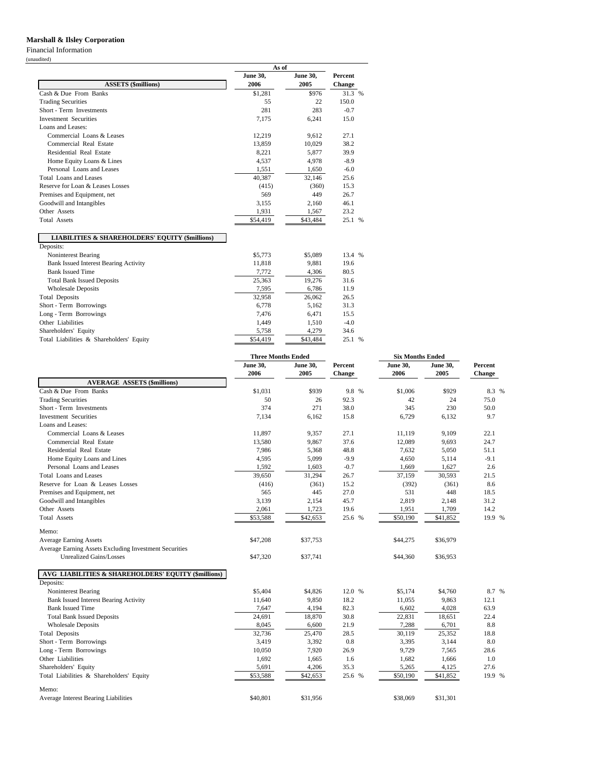**Marshall & Ilsley Corporation**

Financial Information

(unaudited)

| ASSETS ($millions) | As of June 30, 2006 | As of June 30, 2005 | Percent Change |
|---|---|---|---|
| Cash & Due From Banks | $1,281 | $976 | 31.3 % |
| Trading Securities | 55 | 22 | 150.0 |
| Short - Term Investments | 281 | 283 | -0.7 |
| Investment Securities | 7,175 | 6,241 | 15.0 |
| Loans and Leases: | | | |
| Commercial Loans & Leases | 12,219 | 9,612 | 27.1 |
| Commercial Real Estate | 13,859 | 10,029 | 38.2 |
| Residential Real Estate | 8,221 | 5,877 | 39.9 |
| Home Equity Loans & Lines | 4,537 | 4,978 | -8.9 |
| Personal Loans and Leases | 1,551 | 1,650 | -6.0 |
| Total Loans and Leases | 40,387 | 32,146 | 25.6 |
| Reserve for Loan & Leases Losses | (415) | (360) | 15.3 |
| Premises and Equipment, net | 569 | 449 | 26.7 |
| Goodwill and Intangibles | 3,155 | 2,160 | 46.1 |
| Other Assets | 1,931 | 1,567 | 23.2 |
| Total Assets | $54,419 | $43,484 | 25.1 % |

| LIABILITIES & SHAREHOLDERS' EQUITY ($millions) | June 30, 2006 | June 30, 2005 | Percent Change |
|---|---|---|---|
| Deposits: | | | |
| Noninterest Bearing | $5,773 | $5,089 | 13.4 % |
| Bank Issued Interest Bearing Activity | 11,818 | 9,881 | 19.6 |
| Bank Issued Time | 7,772 | 4,306 | 80.5 |
| Total Bank Issued Deposits | 25,363 | 19,276 | 31.6 |
| Wholesale Deposits | 7,595 | 6,786 | 11.9 |
| Total Deposits | 32,958 | 26,062 | 26.5 |
| Short - Term Borrowings | 6,778 | 5,162 | 31.3 |
| Long - Term Borrowings | 7,476 | 6,471 | 15.5 |
| Other Liabilities | 1,449 | 1,510 | -4.0 |
| Shareholders' Equity | 5,758 | 4,279 | 34.6 |
| Total Liabilities & Shareholders' Equity | $54,419 | $43,484 | 25.1 % |

| | Three Months Ended | | | Six Months Ended | | |
|---|---|---|---|---|---|---|
| **AVERAGE ASSETS ($millions)** | June 30, 2006 | June 30, 2005 | Percent Change | June 30, 2006 | June 30, 2005 | Percent Change |
| Cash & Due From Banks | $1,031 | $939 | 9.8 % | $1,006 | $929 | 8.3 % |
| Trading Securities | 50 | 26 | 92.3 | 42 | 24 | 75.0 |
| Short - Term Investments | 374 | 271 | 38.0 | 345 | 230 | 50.0 |
| Investment Securities | 7,134 | 6,162 | 15.8 | 6,729 | 6,132 | 9.7 |
| Loans and Leases: | | | | | | |
| Commercial Loans & Leases | 11,897 | 9,357 | 27.1 | 11,119 | 9,109 | 22.1 |
| Commercial Real Estate | 13,580 | 9,867 | 37.6 | 12,089 | 9,693 | 24.7 |
| Residential Real Estate | 7,986 | 5,368 | 48.8 | 7,632 | 5,050 | 51.1 |
| Home Equity Loans and Lines | 4,595 | 5,099 | -9.9 | 4,650 | 5,114 | -9.1 |
| Personal Loans and Leases | 1,592 | 1,603 | -0.7 | 1,669 | 1,627 | 2.6 |
| Total Loans and Leases | 39,650 | 31,294 | 26.7 | 37,159 | 30,593 | 21.5 |
| Reserve for Loan & Leases Losses | (416) | (361) | 15.2 | (392) | (361) | 8.6 |
| Premises and Equipment, net | 565 | 445 | 27.0 | 531 | 448 | 18.5 |
| Goodwill and Intangibles | 3,139 | 2,154 | 45.7 | 2,819 | 2,148 | 31.2 |
| Other Assets | 2,061 | 1,723 | 19.6 | 1,951 | 1,709 | 14.2 |
| Total Assets | $53,588 | $42,653 | 25.6 % | $50,190 | $41,852 | 19.9 % |
| Memo: | | | | | | |
| Average Earning Assets | $47,208 | $37,753 | | $44,275 | $36,979 | |
| Average Earning Assets Excluding Investment Securities Unrealized Gains/Losses | $47,320 | $37,741 | | $44,360 | $36,953 | |
| **AVG LIABILITIES & SHAREHOLDERS' EQUITY ($millions)** | | | | | | |
| Deposits: | | | | | | |
| Noninterest Bearing | $5,404 | $4,826 | 12.0 % | $5,174 | $4,760 | 8.7 % |
| Bank Issued Interest Bearing Activity | 11,640 | 9,850 | 18.2 | 11,055 | 9,863 | 12.1 |
| Bank Issued Time | 7,647 | 4,194 | 82.3 | 6,602 | 4,028 | 63.9 |
| Total Bank Issued Deposits | 24,691 | 18,870 | 30.8 | 22,831 | 18,651 | 22.4 |
| Wholesale Deposits | 8,045 | 6,600 | 21.9 | 7,288 | 6,701 | 8.8 |
| Total Deposits | 32,736 | 25,470 | 28.5 | 30,119 | 25,352 | 18.8 |
| Short - Term Borrowings | 3,419 | 3,392 | 0.8 | 3,395 | 3,144 | 8.0 |
| Long - Term Borrowings | 10,050 | 7,920 | 26.9 | 9,729 | 7,565 | 28.6 |
| Other Liabilities | 1,692 | 1,665 | 1.6 | 1,682 | 1,666 | 1.0 |
| Shareholders' Equity | 5,691 | 4,206 | 35.3 | 5,265 | 4,125 | 27.6 |
| Total Liabilities & Shareholders' Equity | $53,588 | $42,653 | 25.6 % | $50,190 | $41,852 | 19.9 % |
| Memo: | | | | | | |
| Average Interest Bearing Liabilities | $40,801 | $31,956 | | $38,069 | $31,301 | |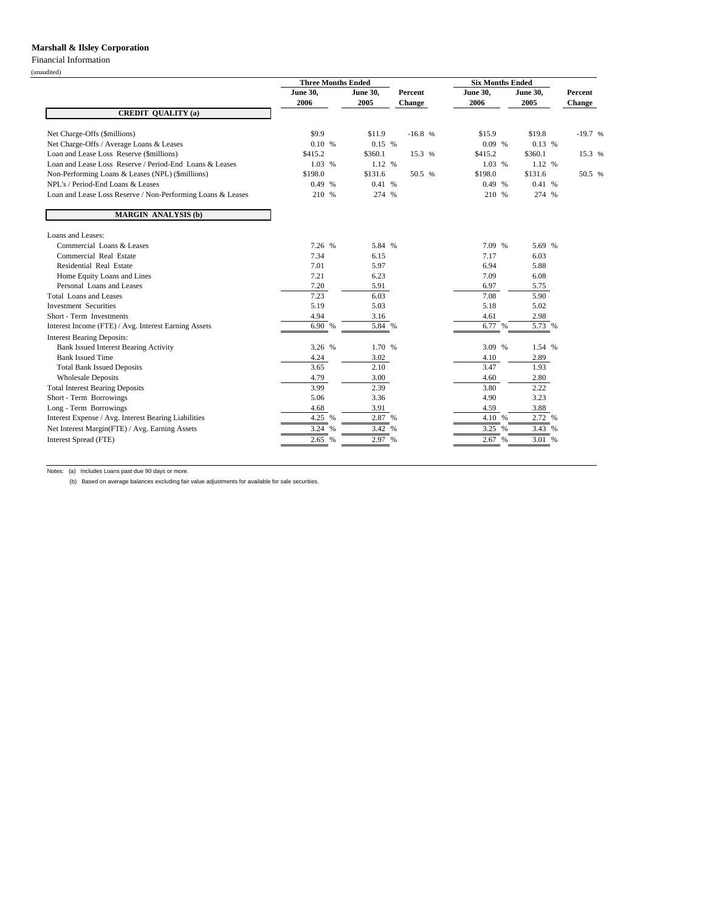**Marshall & Ilsley Corporation**

Financial Information

(unaudited)

| | Three Months Ended | | | Six Months Ended | | |
|---|---|---|---|---|---|---|
| | June 30, 2006 | June 30, 2005 | Percent Change | June 30, 2006 | June 30, 2005 | Percent Change |
| **CREDIT QUALITY (a)** | | | | | | |
| Net Charge-Offs ($millions) | $9.9 | $11.9 | -16.8 % | $15.9 | $19.8 | -19.7 % |
| Net Charge-Offs / Average Loans & Leases | 0.10 % | 0.15 % | | 0.09 % | 0.13 % | |
| Loan and Lease Loss Reserve ($millions) | $415.2 | $360.1 | 15.3 % | $415.2 | $360.1 | 15.3 % |
| Loan and Lease Loss Reserve / Period-End Loans & Leases | 1.03 % | 1.12 % | | 1.03 % | 1.12 % | |
| Non-Performing Loans & Leases (NPL) ($millions) | $198.0 | $131.6 | 50.5 % | $198.0 | $131.6 | 50.5 % |
| NPL's / Period-End Loans & Leases | 0.49 % | 0.41 % | | 0.49 % | 0.41 % | |
| Loan and Lease Loss Reserve / Non-Performing Loans & Leases | 210 % | 274 % | | 210 % | 274 % | |
| **MARGIN ANALYSIS (b)** | | | | | | |
| Loans and Leases: | | | | | | |
| Commercial Loans & Leases | 7.26 % | 5.84 % | | 7.09 % | 5.69 % | |
| Commercial Real Estate | 7.34 | 6.15 | | 7.17 | 6.03 | |
| Residential Real Estate | 7.01 | 5.97 | | 6.94 | 5.88 | |
| Home Equity Loans and Lines | 7.21 | 6.23 | | 7.09 | 6.08 | |
| Personal Loans and Leases | 7.20 | 5.91 | | 6.97 | 5.75 | |
| Total Loans and Leases | 7.23 | 6.03 | | 7.08 | 5.90 | |
| Investment Securities | 5.19 | 5.03 | | 5.18 | 5.02 | |
| Short - Term Investments | 4.94 | 3.16 | | 4.61 | 2.98 | |
| Interest Income (FTE) / Avg. Interest Earning Assets | 6.90 % | 5.84 % | | 6.77 % | 5.73 % | |
| Interest Bearing Deposits: | | | | | | |
| Bank Issued Interest Bearing Activity | 3.26 % | 1.70 % | | 3.09 % | 1.54 % | |
| Bank Issued Time | 4.24 | 3.02 | | 4.10 | 2.89 | |
| Total Bank Issued Deposits | 3.65 | 2.10 | | 3.47 | 1.93 | |
| Wholesale Deposits | 4.79 | 3.00 | | 4.60 | 2.80 | |
| Total Interest Bearing Deposits | 3.99 | 2.39 | | 3.80 | 2.22 | |
| Short - Term Borrowings | 5.06 | 3.36 | | 4.90 | 3.23 | |
| Long - Term Borrowings | 4.68 | 3.91 | | 4.59 | 3.88 | |
| Interest Expense / Avg. Interest Bearing Liabilities | 4.25 % | 2.87 % | | 4.10 % | 2.72 % | |
| Net Interest Margin(FTE) / Avg. Earning Assets | 3.24 % | 3.42 % | | 3.25 % | 3.43 % | |
| Interest Spread (FTE) | 2.65 % | 2.97 % | | 2.67 % | 3.01 % | |

Notes: (a) Includes Loans past due 90 days or more.

(b) Based on average balances excluding fair value adjustments for available for sale securities.